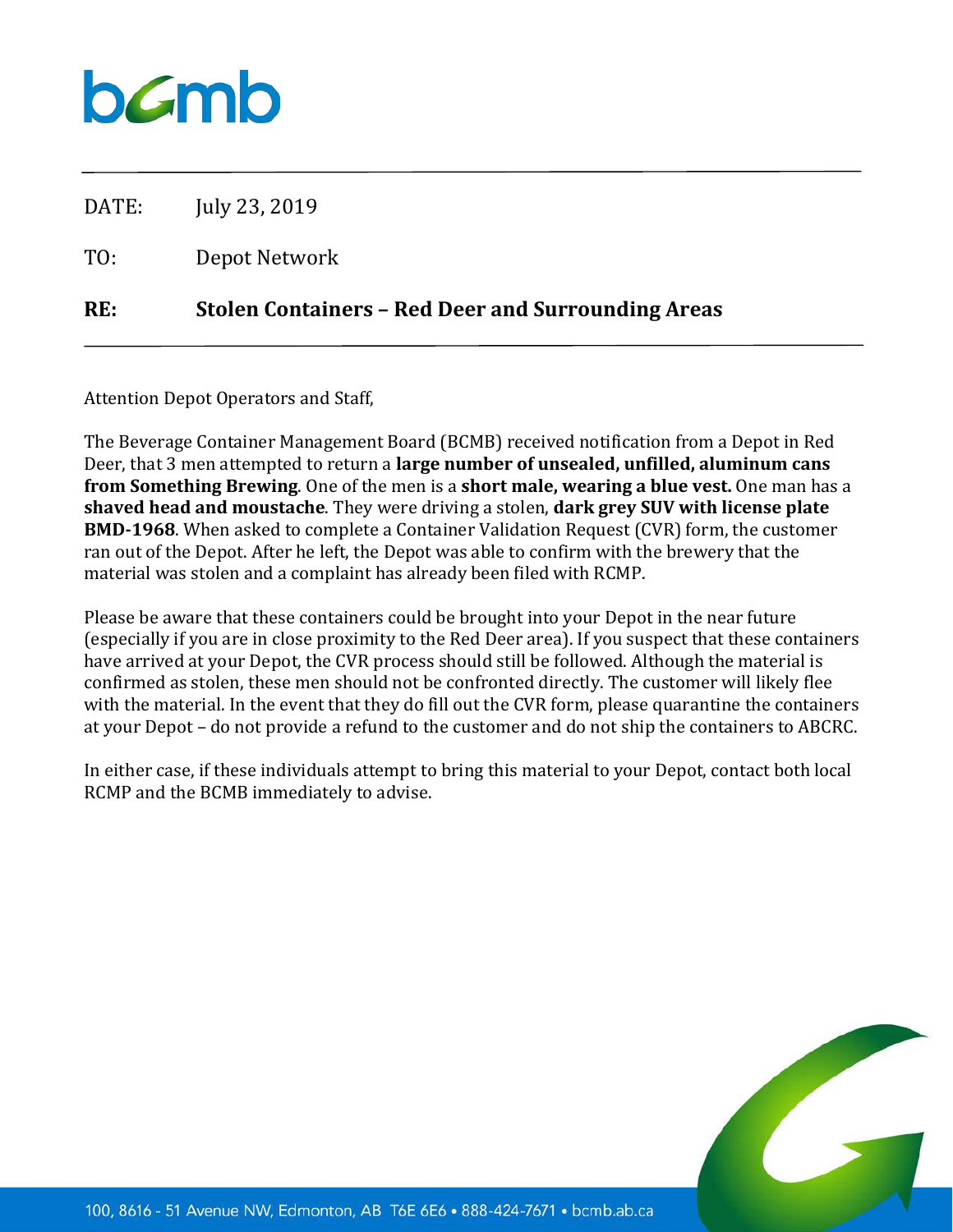DATE: July 23, 2019

TO: Depot Network

**RE: Stolen Containers – Red Deer and Surrounding Areas**

Attention Depot Operators and Staff,

The Beverage Container Management Board (BCMB) received notification from a Depot in Red Deer, that 3 men attempted to return a **large number of unsealed, unfilled, aluminum cans from Something Brewing**. One of the men is a **short male, wearing a blue vest.** One man has a **shaved head and moustache**. They were driving a stolen, **dark grey SUV with license plate BMD-1968**. When asked to complete a Container Validation Request (CVR) form, the customer ran out of the Depot. After he left, the Depot was able to confirm with the brewery that the material was stolen and a complaint has already been filed with RCMP.

Please be aware that these containers could be brought into your Depot in the near future (especially if you are in close proximity to the Red Deer area). If you suspect that these containers have arrived at your Depot, the CVR process should still be followed. Although the material is confirmed as stolen, these men should not be confronted directly. The customer will likely flee with the material. In the event that they do fill out the CVR form, please quarantine the containers at your Depot – do not provide a refund to the customer and do not ship the containers to ABCRC.

In either case, if these individuals attempt to bring this material to your Depot, contact both local RCMP and the BCMB immediately to advise.